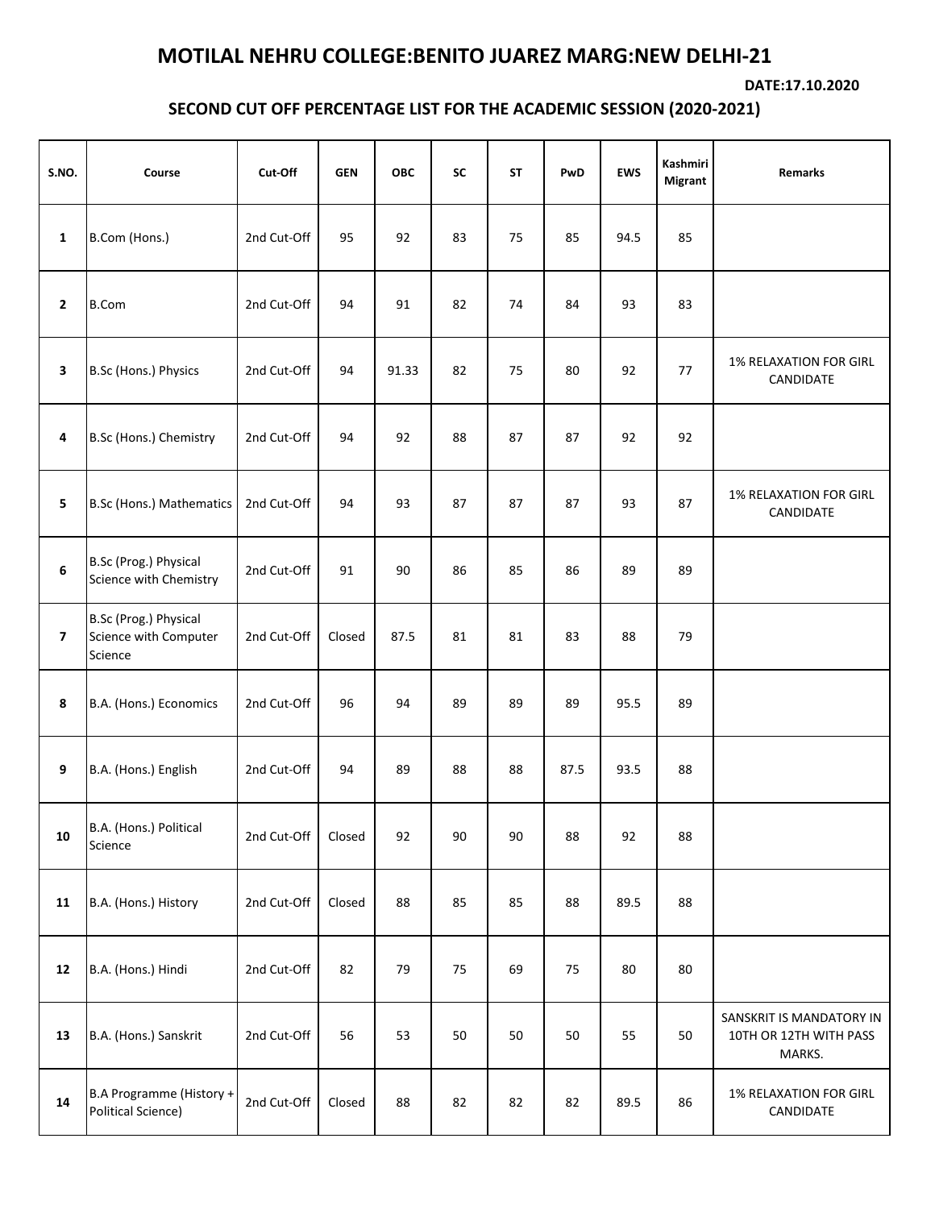# MOTILAL NEHRU COLLEGE:BENITO JUAREZ MARG:NEW DELHI-21

**DATE:17.10.2020**

## SECOND CUT OFF PERCENTAGE LIST FOR THE ACADEMIC SESSION (2020-2021)

| S.NO. | Course | Cut-Off | GEN | OBC | SC | ST | PwD | EWS | Kashmiri Migrant | Remarks |
|---|---|---|---|---|---|---|---|---|---|---|
| 1 | B.Com (Hons.) | 2nd Cut-Off | 95 | 92 | 83 | 75 | 85 | 94.5 | 85 | |
| 2 | B.Com | 2nd Cut-Off | 94 | 91 | 82 | 74 | 84 | 93 | 83 | |
| 3 | B.Sc (Hons.) Physics | 2nd Cut-Off | 94 | 91.33 | 82 | 75 | 80 | 92 | 77 | 1% RELAXATION FOR GIRL CANDIDATE |
| 4 | B.Sc (Hons.) Chemistry | 2nd Cut-Off | 94 | 92 | 88 | 87 | 87 | 92 | 92 | |
| 5 | B.Sc (Hons.) Mathematics | 2nd Cut-Off | 94 | 93 | 87 | 87 | 87 | 93 | 87 | 1% RELAXATION FOR GIRL CANDIDATE |
| 6 | B.Sc (Prog.) Physical Science with Chemistry | 2nd Cut-Off | 91 | 90 | 86 | 85 | 86 | 89 | 89 | |
| 7 | B.Sc (Prog.) Physical Science with Computer Science | 2nd Cut-Off | Closed | 87.5 | 81 | 81 | 83 | 88 | 79 | |
| 8 | B.A. (Hons.) Economics | 2nd Cut-Off | 96 | 94 | 89 | 89 | 89 | 95.5 | 89 | |
| 9 | B.A. (Hons.) English | 2nd Cut-Off | 94 | 89 | 88 | 88 | 87.5 | 93.5 | 88 | |
| 10 | B.A. (Hons.) Political Science | 2nd Cut-Off | Closed | 92 | 90 | 90 | 88 | 92 | 88 | |
| 11 | B.A. (Hons.) History | 2nd Cut-Off | Closed | 88 | 85 | 85 | 88 | 89.5 | 88 | |
| 12 | B.A. (Hons.) Hindi | 2nd Cut-Off | 82 | 79 | 75 | 69 | 75 | 80 | 80 | |
| 13 | B.A. (Hons.) Sanskrit | 2nd Cut-Off | 56 | 53 | 50 | 50 | 50 | 55 | 50 | SANSKRIT IS MANDATORY IN 10TH OR 12TH WITH PASS MARKS. |
| 14 | B.A Programme (History + Political Science) | 2nd Cut-Off | Closed | 88 | 82 | 82 | 82 | 89.5 | 86 | 1% RELAXATION FOR GIRL CANDIDATE |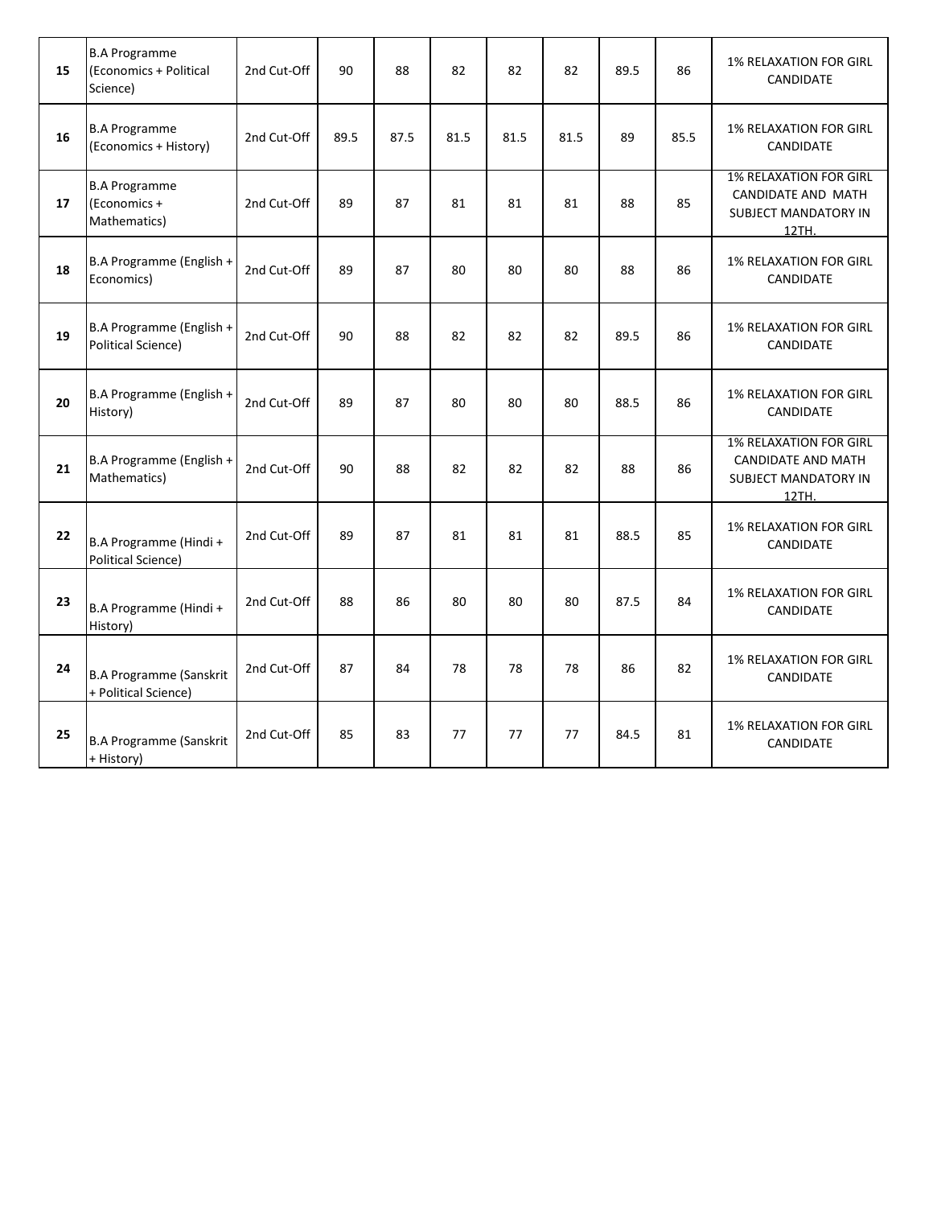| | | | | | | | | | | |
|---|---|---|---|---|---|---|---|---|---|---|
| 15 | B.A Programme (Economics + Political Science) | 2nd Cut-Off | 90 | 88 | 82 | 82 | 82 | 89.5 | 86 | 1% RELAXATION FOR GIRL CANDIDATE |
| 16 | B.A Programme (Economics + History) | 2nd Cut-Off | 89.5 | 87.5 | 81.5 | 81.5 | 81.5 | 89 | 85.5 | 1% RELAXATION FOR GIRL CANDIDATE |
| 17 | B.A Programme (Economics + Mathematics) | 2nd Cut-Off | 89 | 87 | 81 | 81 | 81 | 88 | 85 | 1% RELAXATION FOR GIRL CANDIDATE AND MATH SUBJECT MANDATORY IN 12TH. |
| 18 | B.A Programme (English + Economics) | 2nd Cut-Off | 89 | 87 | 80 | 80 | 80 | 88 | 86 | 1% RELAXATION FOR GIRL CANDIDATE |
| 19 | B.A Programme (English + Political Science) | 2nd Cut-Off | 90 | 88 | 82 | 82 | 82 | 89.5 | 86 | 1% RELAXATION FOR GIRL CANDIDATE |
| 20 | B.A Programme (English + History) | 2nd Cut-Off | 89 | 87 | 80 | 80 | 80 | 88.5 | 86 | 1% RELAXATION FOR GIRL CANDIDATE |
| 21 | B.A Programme (English + Mathematics) | 2nd Cut-Off | 90 | 88 | 82 | 82 | 82 | 88 | 86 | 1% RELAXATION FOR GIRL CANDIDATE AND MATH SUBJECT MANDATORY IN 12TH. |
| 22 | B.A Programme (Hindi + Political Science) | 2nd Cut-Off | 89 | 87 | 81 | 81 | 81 | 88.5 | 85 | 1% RELAXATION FOR GIRL CANDIDATE |
| 23 | B.A Programme (Hindi + History) | 2nd Cut-Off | 88 | 86 | 80 | 80 | 80 | 87.5 | 84 | 1% RELAXATION FOR GIRL CANDIDATE |
| 24 | B.A Programme (Sanskrit + Political Science) | 2nd Cut-Off | 87 | 84 | 78 | 78 | 78 | 86 | 82 | 1% RELAXATION FOR GIRL CANDIDATE |
| 25 | B.A Programme (Sanskrit + History) | 2nd Cut-Off | 85 | 83 | 77 | 77 | 77 | 84.5 | 81 | 1% RELAXATION FOR GIRL CANDIDATE |